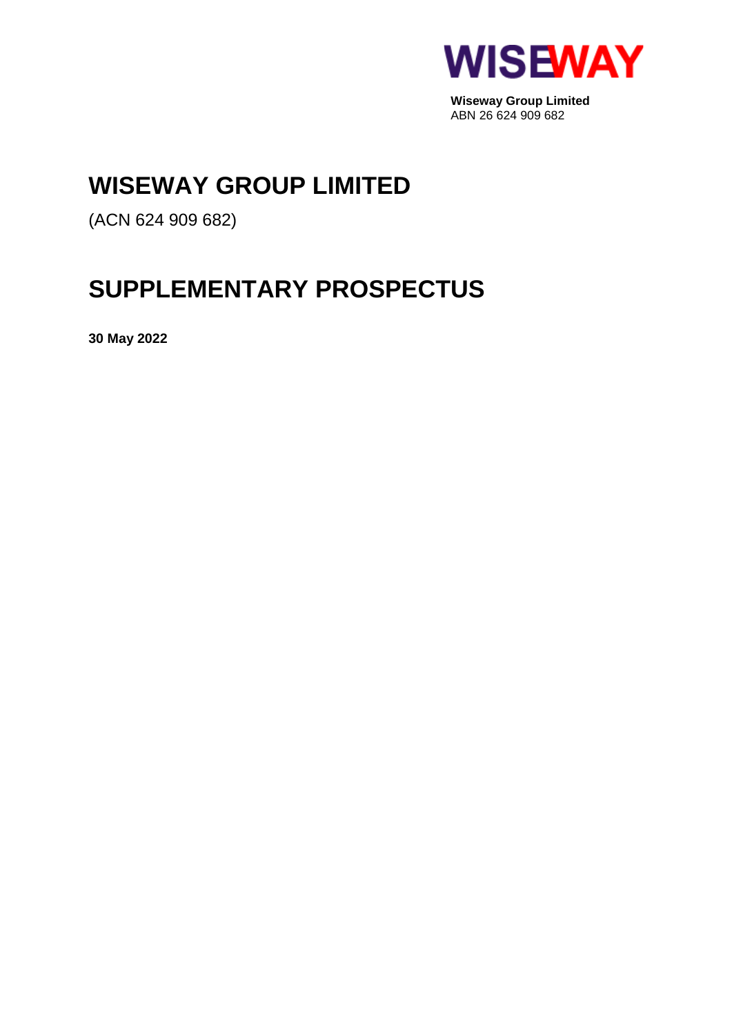WISEWAY

**Wiseway Group Limited**
ABN 26 624 909 682

# WISEWAY GROUP LIMITED

(ACN 624 909 682)

# SUPPLEMENTARY PROSPECTUS

**30 May 2022**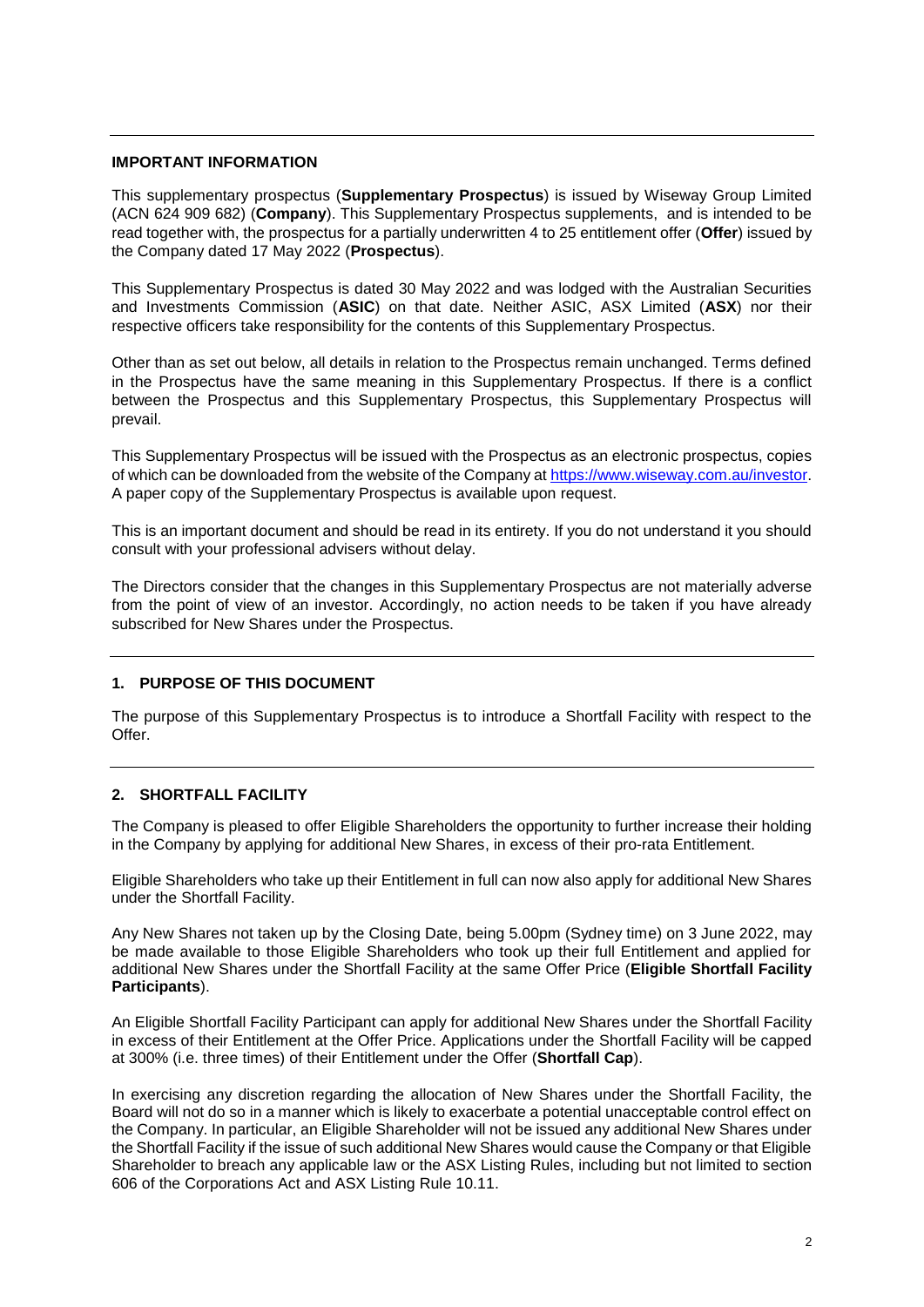## IMPORTANT INFORMATION

This supplementary prospectus (**Supplementary Prospectus**) is issued by Wiseway Group Limited (ACN 624 909 682) (**Company**). This Supplementary Prospectus supplements, and is intended to be read together with, the prospectus for a partially underwritten 4 to 25 entitlement offer (**Offer**) issued by the Company dated 17 May 2022 (**Prospectus**).

This Supplementary Prospectus is dated 30 May 2022 and was lodged with the Australian Securities and Investments Commission (**ASIC**) on that date. Neither ASIC, ASX Limited (**ASX**) nor their respective officers take responsibility for the contents of this Supplementary Prospectus.

Other than as set out below, all details in relation to the Prospectus remain unchanged. Terms defined in the Prospectus have the same meaning in this Supplementary Prospectus. If there is a conflict between the Prospectus and this Supplementary Prospectus, this Supplementary Prospectus will prevail.

This Supplementary Prospectus will be issued with the Prospectus as an electronic prospectus, copies of which can be downloaded from the website of the Company at https://www.wiseway.com.au/investor. A paper copy of the Supplementary Prospectus is available upon request.

This is an important document and should be read in its entirety. If you do not understand it you should consult with your professional advisers without delay.

The Directors consider that the changes in this Supplementary Prospectus are not materially adverse from the point of view of an investor. Accordingly, no action needs to be taken if you have already subscribed for New Shares under the Prospectus.

## 1. PURPOSE OF THIS DOCUMENT

The purpose of this Supplementary Prospectus is to introduce a Shortfall Facility with respect to the Offer.

## 2. SHORTFALL FACILITY

The Company is pleased to offer Eligible Shareholders the opportunity to further increase their holding in the Company by applying for additional New Shares, in excess of their pro-rata Entitlement.

Eligible Shareholders who take up their Entitlement in full can now also apply for additional New Shares under the Shortfall Facility.

Any New Shares not taken up by the Closing Date, being 5.00pm (Sydney time) on 3 June 2022, may be made available to those Eligible Shareholders who took up their full Entitlement and applied for additional New Shares under the Shortfall Facility at the same Offer Price (**Eligible Shortfall Facility Participants**).

An Eligible Shortfall Facility Participant can apply for additional New Shares under the Shortfall Facility in excess of their Entitlement at the Offer Price. Applications under the Shortfall Facility will be capped at 300% (i.e. three times) of their Entitlement under the Offer (**Shortfall Cap**).

In exercising any discretion regarding the allocation of New Shares under the Shortfall Facility, the Board will not do so in a manner which is likely to exacerbate a potential unacceptable control effect on the Company. In particular, an Eligible Shareholder will not be issued any additional New Shares under the Shortfall Facility if the issue of such additional New Shares would cause the Company or that Eligible Shareholder to breach any applicable law or the ASX Listing Rules, including but not limited to section 606 of the Corporations Act and ASX Listing Rule 10.11.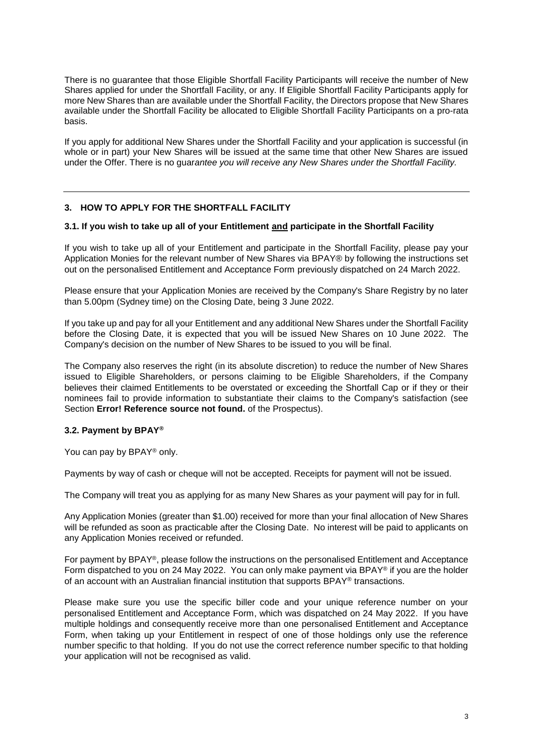There is no guarantee that those Eligible Shortfall Facility Participants will receive the number of New Shares applied for under the Shortfall Facility, or any. If Eligible Shortfall Facility Participants apply for more New Shares than are available under the Shortfall Facility, the Directors propose that New Shares available under the Shortfall Facility be allocated to Eligible Shortfall Facility Participants on a pro-rata basis.

If you apply for additional New Shares under the Shortfall Facility and your application is successful (in whole or in part) your New Shares will be issued at the same time that other New Shares are issued under the Offer. There is no guar*antee you will receive any New Shares under the Shortfall Facility.*

---

## 3. HOW TO APPLY FOR THE SHORTFALL FACILITY

### 3.1. If you wish to take up all of your Entitlement <u>and</u> participate in the Shortfall Facility

If you wish to take up all of your Entitlement and participate in the Shortfall Facility, please pay your Application Monies for the relevant number of New Shares via BPAY® by following the instructions set out on the personalised Entitlement and Acceptance Form previously dispatched on 24 March 2022.

Please ensure that your Application Monies are received by the Company's Share Registry by no later than 5.00pm (Sydney time) on the Closing Date, being 3 June 2022.

If you take up and pay for all your Entitlement and any additional New Shares under the Shortfall Facility before the Closing Date, it is expected that you will be issued New Shares on 10 June 2022. The Company's decision on the number of New Shares to be issued to you will be final.

The Company also reserves the right (in its absolute discretion) to reduce the number of New Shares issued to Eligible Shareholders, or persons claiming to be Eligible Shareholders, if the Company believes their claimed Entitlements to be overstated or exceeding the Shortfall Cap or if they or their nominees fail to provide information to substantiate their claims to the Company's satisfaction (see Section **Error! Reference source not found.** of the Prospectus).

### 3.2. Payment by BPAY®

You can pay by BPAY® only.

Payments by way of cash or cheque will not be accepted. Receipts for payment will not be issued.

The Company will treat you as applying for as many New Shares as your payment will pay for in full.

Any Application Monies (greater than $1.00) received for more than your final allocation of New Shares will be refunded as soon as practicable after the Closing Date. No interest will be paid to applicants on any Application Monies received or refunded.

For payment by BPAY®, please follow the instructions on the personalised Entitlement and Acceptance Form dispatched to you on 24 May 2022. You can only make payment via BPAY® if you are the holder of an account with an Australian financial institution that supports BPAY® transactions.

Please make sure you use the specific biller code and your unique reference number on your personalised Entitlement and Acceptance Form, which was dispatched on 24 May 2022. If you have multiple holdings and consequently receive more than one personalised Entitlement and Acceptance Form, when taking up your Entitlement in respect of one of those holdings only use the reference number specific to that holding. If you do not use the correct reference number specific to that holding your application will not be recognised as valid.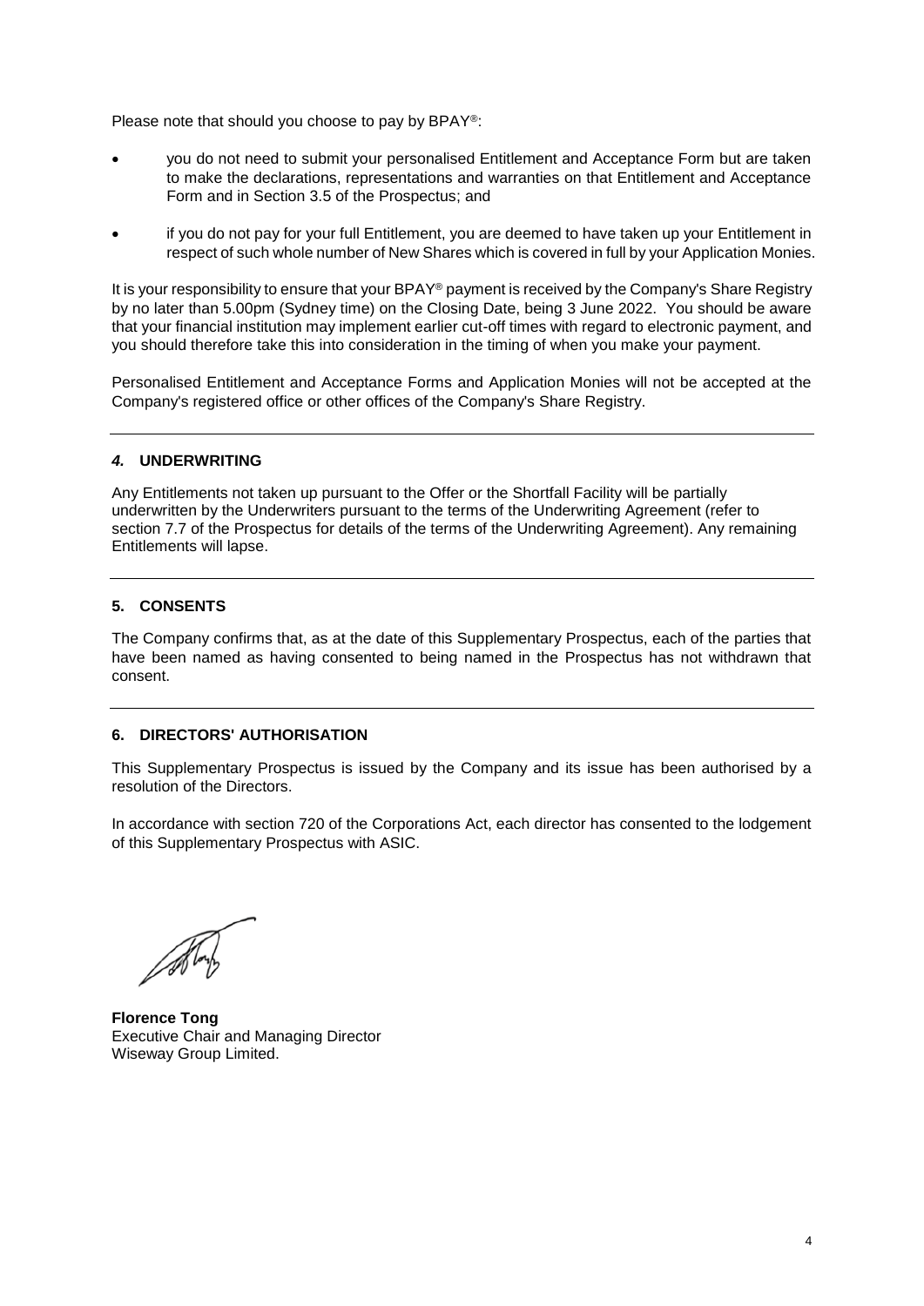Please note that should you choose to pay by BPAY®:

- you do not need to submit your personalised Entitlement and Acceptance Form but are taken to make the declarations, representations and warranties on that Entitlement and Acceptance Form and in Section 3.5 of the Prospectus; and
- if you do not pay for your full Entitlement, you are deemed to have taken up your Entitlement in respect of such whole number of New Shares which is covered in full by your Application Monies.

It is your responsibility to ensure that your BPAY® payment is received by the Company's Share Registry by no later than 5.00pm (Sydney time) on the Closing Date, being 3 June 2022. You should be aware that your financial institution may implement earlier cut-off times with regard to electronic payment, and you should therefore take this into consideration in the timing of when you make your payment.

Personalised Entitlement and Acceptance Forms and Application Monies will not be accepted at the Company's registered office or other offices of the Company's Share Registry.

## *4.* UNDERWRITING

Any Entitlements not taken up pursuant to the Offer or the Shortfall Facility will be partially underwritten by the Underwriters pursuant to the terms of the Underwriting Agreement (refer to section 7.7 of the Prospectus for details of the terms of the Underwriting Agreement). Any remaining Entitlements will lapse.

## 5. CONSENTS

The Company confirms that, as at the date of this Supplementary Prospectus, each of the parties that have been named as having consented to being named in the Prospectus has not withdrawn that consent.

## 6. DIRECTORS' AUTHORISATION

This Supplementary Prospectus is issued by the Company and its issue has been authorised by a resolution of the Directors.

In accordance with section 720 of the Corporations Act, each director has consented to the lodgement of this Supplementary Prospectus with ASIC.

**Florence Tong**
Executive Chair and Managing Director
Wiseway Group Limited.